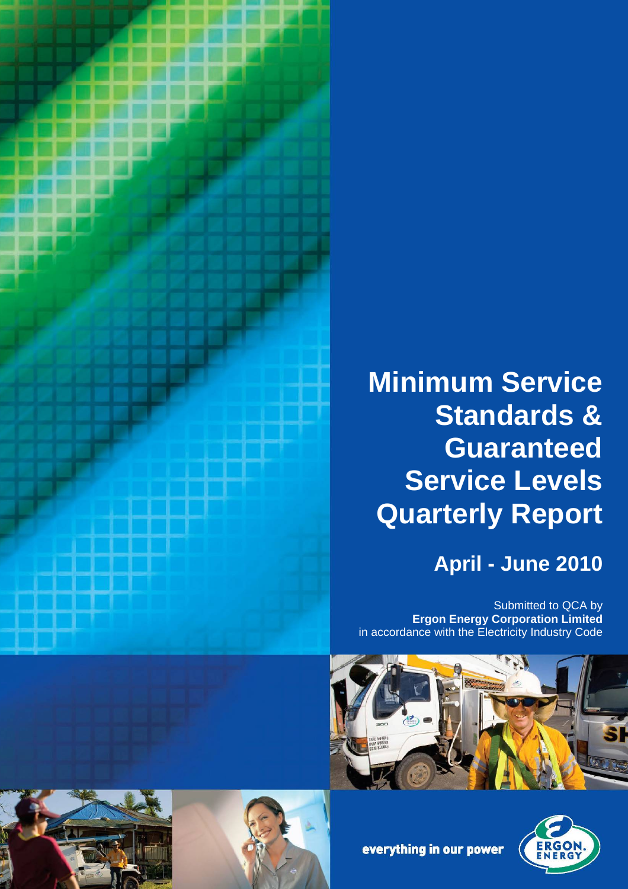# Minimum Service Standards & Guaranteed Service Levels Quarterly Report

## April - June 2010

Submitted to QCA by
**Ergon Energy Corporation Limited**
in accordance with the Electricity Industry Code

everything in our power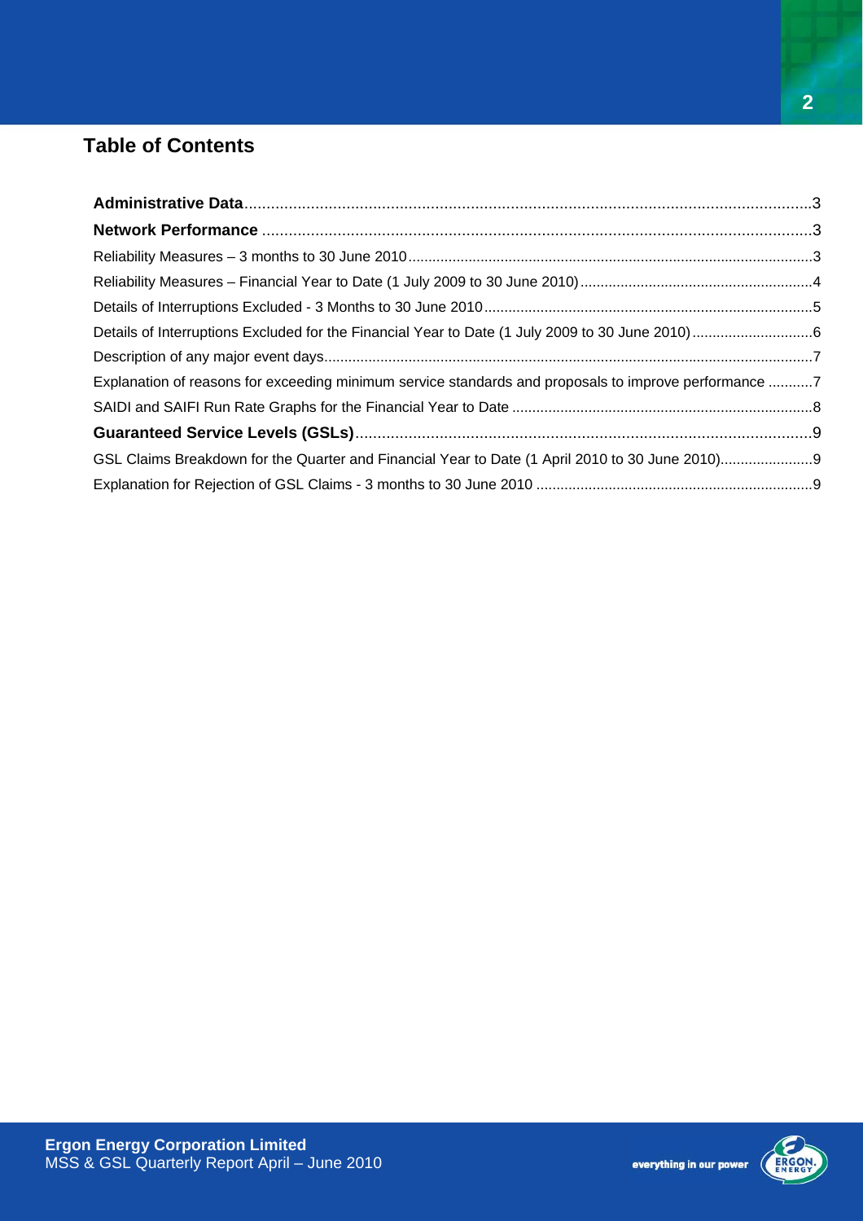## Table of Contents

**Administrative Data** ... 3

**Network Performance** ... 3

Reliability Measures – 3 months to 30 June 2010 ... 3

Reliability Measures – Financial Year to Date (1 July 2009 to 30 June 2010) ... 4

Details of Interruptions Excluded - 3 Months to 30 June 2010 ... 5

Details of Interruptions Excluded for the Financial Year to Date (1 July 2009 to 30 June 2010) ... 6

Description of any major event days ... 7

Explanation of reasons for exceeding minimum service standards and proposals to improve performance ... 7

SAIDI and SAIFI Run Rate Graphs for the Financial Year to Date ... 8

**Guaranteed Service Levels (GSLs)** ... 9

GSL Claims Breakdown for the Quarter and Financial Year to Date (1 April 2010 to 30 June 2010) ... 9

Explanation for Rejection of GSL Claims - 3 months to 30 June 2010 ... 9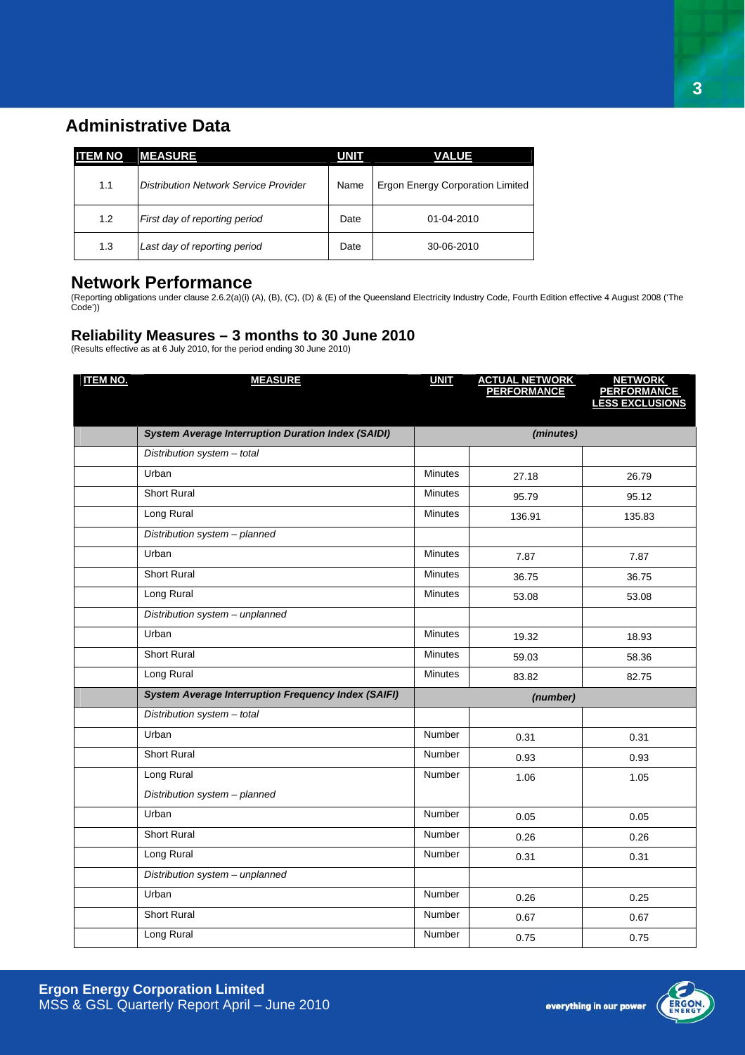## Administrative Data

| ITEM NO | MEASURE | UNIT | VALUE |
|---|---|---|---|
| 1.1 | *Distribution Network Service Provider* | Name | Ergon Energy Corporation Limited |
| 1.2 | *First day of reporting period* | Date | 01-04-2010 |
| 1.3 | *Last day of reporting period* | Date | 30-06-2010 |

## Network Performance

(Reporting obligations under clause 2.6.2(a)(i) (A), (B), (C), (D) & (E) of the Queensland Electricity Industry Code, Fourth Edition effective 4 August 2008 ('The Code'))

### Reliability Measures – 3 months to 30 June 2010

(Results effective as at 6 July 2010, for the period ending 30 June 2010)

| ITEM NO. | MEASURE | UNIT | ACTUAL NETWORK PERFORMANCE | NETWORK PERFORMANCE LESS EXCLUSIONS |
|---|---|---|---|---|
| | ***System Average Interruption Duration Index (SAIDI)*** | *(minutes)* | | |
| | *Distribution system – total* | | | |
| | Urban | Minutes | 27.18 | 26.79 |
| | Short Rural | Minutes | 95.79 | 95.12 |
| | Long Rural | Minutes | 136.91 | 135.83 |
| | *Distribution system – planned* | | | |
| | Urban | Minutes | 7.87 | 7.87 |
| | Short Rural | Minutes | 36.75 | 36.75 |
| | Long Rural | Minutes | 53.08 | 53.08 |
| | *Distribution system – unplanned* | | | |
| | Urban | Minutes | 19.32 | 18.93 |
| | Short Rural | Minutes | 59.03 | 58.36 |
| | Long Rural | Minutes | 83.82 | 82.75 |
| | ***System Average Interruption Frequency Index (SAIFI)*** | *(number)* | | |
| | *Distribution system – total* | | | |
| | Urban | Number | 0.31 | 0.31 |
| | Short Rural | Number | 0.93 | 0.93 |
| | Long Rural | Number | 1.06 | 1.05 |
| | *Distribution system – planned* | | | |
| | Urban | Number | 0.05 | 0.05 |
| | Short Rural | Number | 0.26 | 0.26 |
| | Long Rural | Number | 0.31 | 0.31 |
| | *Distribution system – unplanned* | | | |
| | Urban | Number | 0.26 | 0.25 |
| | Short Rural | Number | 0.67 | 0.67 |
| | Long Rural | Number | 0.75 | 0.75 |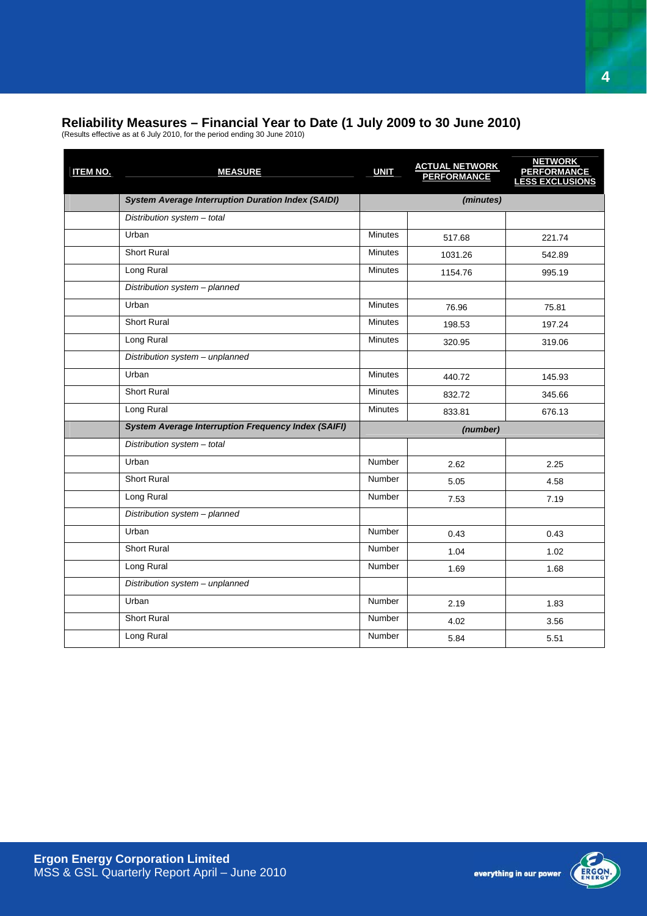## Reliability Measures – Financial Year to Date (1 July 2009 to 30 June 2010)

(Results effective as at 6 July 2010, for the period ending 30 June 2010)

| ITEM NO. | MEASURE | UNIT | ACTUAL NETWORK PERFORMANCE | NETWORK PERFORMANCE LESS EXCLUSIONS |
|---|---|---|---|---|
| | ***System Average Interruption Duration Index (SAIDI)*** | *(minutes)* | | |
| | *Distribution system – total* | | | |
| | Urban | Minutes | 517.68 | 221.74 |
| | Short Rural | Minutes | 1031.26 | 542.89 |
| | Long Rural | Minutes | 1154.76 | 995.19 |
| | *Distribution system – planned* | | | |
| | Urban | Minutes | 76.96 | 75.81 |
| | Short Rural | Minutes | 198.53 | 197.24 |
| | Long Rural | Minutes | 320.95 | 319.06 |
| | *Distribution system – unplanned* | | | |
| | Urban | Minutes | 440.72 | 145.93 |
| | Short Rural | Minutes | 832.72 | 345.66 |
| | Long Rural | Minutes | 833.81 | 676.13 |
| | ***System Average Interruption Frequency Index (SAIFI)*** | *(number)* | | |
| | *Distribution system – total* | | | |
| | Urban | Number | 2.62 | 2.25 |
| | Short Rural | Number | 5.05 | 4.58 |
| | Long Rural | Number | 7.53 | 7.19 |
| | *Distribution system – planned* | | | |
| | Urban | Number | 0.43 | 0.43 |
| | Short Rural | Number | 1.04 | 1.02 |
| | Long Rural | Number | 1.69 | 1.68 |
| | *Distribution system – unplanned* | | | |
| | Urban | Number | 2.19 | 1.83 |
| | Short Rural | Number | 4.02 | 3.56 |
| | Long Rural | Number | 5.84 | 5.51 |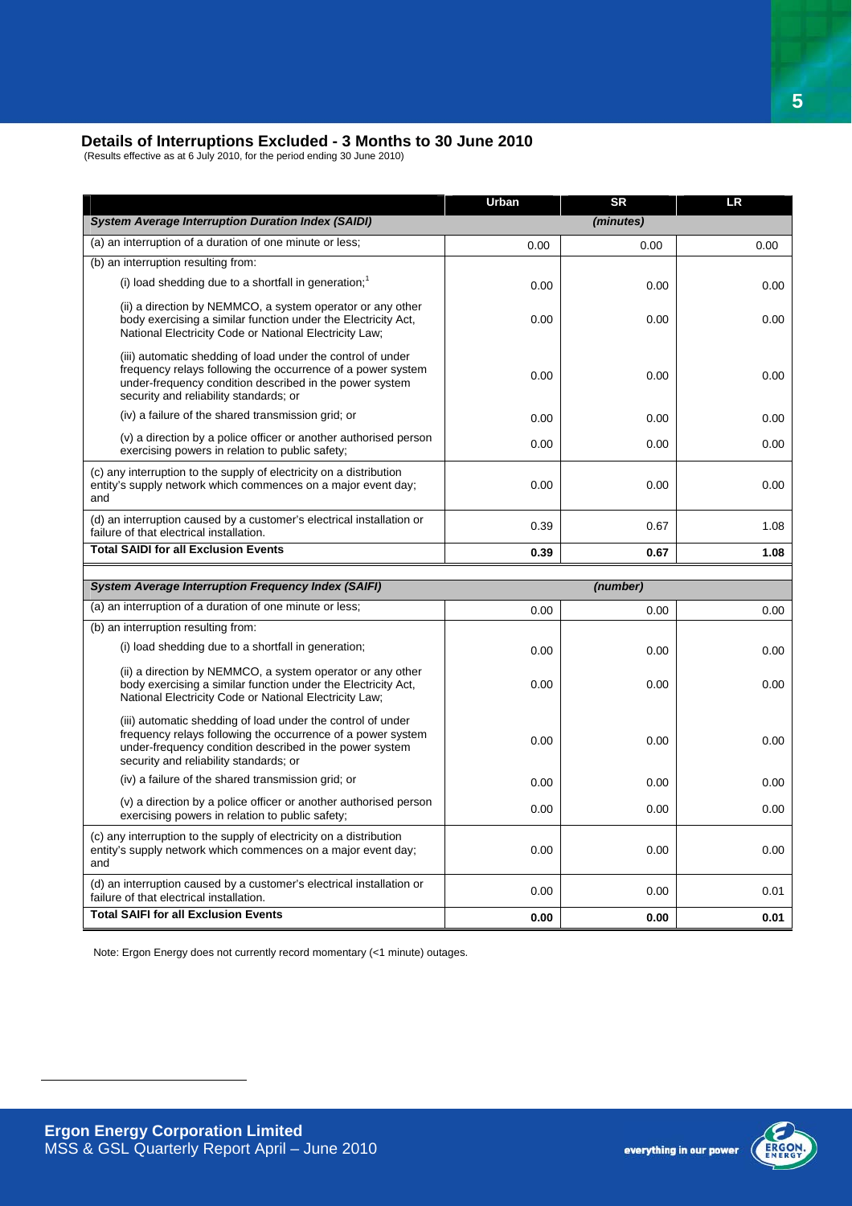## Details of Interruptions Excluded - 3 Months to 30 June 2010

(Results effective as at 6 July 2010, for the period ending 30 June 2010)

| | Urban | SR | LR |
|---|---|---|---|
| ***System Average Interruption Duration Index (SAIDI)*** | | *(minutes)* | |
| (a) an interruption of a duration of one minute or less; | 0.00 | 0.00 | 0.00 |
| (b) an interruption resulting from: | | | |
| (i) load shedding due to a shortfall in generation;[1] | 0.00 | 0.00 | 0.00 |
| (ii) a direction by NEMMCO, a system operator or any other body exercising a similar function under the Electricity Act, National Electricity Code or National Electricity Law; | 0.00 | 0.00 | 0.00 |
| (iii) automatic shedding of load under the control of under frequency relays following the occurrence of a power system under-frequency condition described in the power system security and reliability standards; or | 0.00 | 0.00 | 0.00 |
| (iv) a failure of the shared transmission grid; or | 0.00 | 0.00 | 0.00 |
| (v) a direction by a police officer or another authorised person exercising powers in relation to public safety; | 0.00 | 0.00 | 0.00 |
| (c) any interruption to the supply of electricity on a distribution entity's supply network which commences on a major event day; and | 0.00 | 0.00 | 0.00 |
| (d) an interruption caused by a customer's electrical installation or failure of that electrical installation. | 0.39 | 0.67 | 1.08 |
| **Total SAIDI for all Exclusion Events** | **0.39** | **0.67** | **1.08** |

| | Urban | SR | LR |
|---|---|---|---|
| ***System Average Interruption Frequency Index (SAIFI)*** | | *(number)* | |
| (a) an interruption of a duration of one minute or less; | 0.00 | 0.00 | 0.00 |
| (b) an interruption resulting from: | | | |
| (i) load shedding due to a shortfall in generation; | 0.00 | 0.00 | 0.00 |
| (ii) a direction by NEMMCO, a system operator or any other body exercising a similar function under the Electricity Act, National Electricity Code or National Electricity Law; | 0.00 | 0.00 | 0.00 |
| (iii) automatic shedding of load under the control of under frequency relays following the occurrence of a power system under-frequency condition described in the power system security and reliability standards; or | 0.00 | 0.00 | 0.00 |
| (iv) a failure of the shared transmission grid; or | 0.00 | 0.00 | 0.00 |
| (v) a direction by a police officer or another authorised person exercising powers in relation to public safety; | 0.00 | 0.00 | 0.00 |
| (c) any interruption to the supply of electricity on a distribution entity's supply network which commences on a major event day; and | 0.00 | 0.00 | 0.00 |
| (d) an interruption caused by a customer's electrical installation or failure of that electrical installation. | 0.00 | 0.00 | 0.01 |
| **Total SAIFI for all Exclusion Events** | **0.00** | **0.00** | **0.01** |

Note: Ergon Energy does not currently record momentary (<1 minute) outages.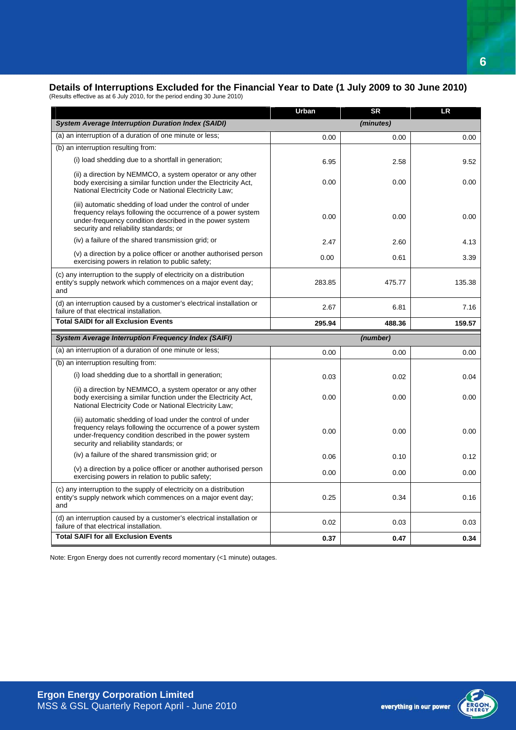## Details of Interruptions Excluded for the Financial Year to Date (1 July 2009 to 30 June 2010)

(Results effective as at 6 July 2010, for the period ending 30 June 2010)

| | Urban | SR | LR |
|---|---|---|---|
| ***System Average Interruption Duration Index (SAIDI)*** | | *(minutes)* | |
| (a) an interruption of a duration of one minute or less; | 0.00 | 0.00 | 0.00 |
| (b) an interruption resulting from: | | | |
| (i) load shedding due to a shortfall in generation; | 6.95 | 2.58 | 9.52 |
| (ii) a direction by NEMMCO, a system operator or any other body exercising a similar function under the Electricity Act, National Electricity Code or National Electricity Law; | 0.00 | 0.00 | 0.00 |
| (iii) automatic shedding of load under the control of under frequency relays following the occurrence of a power system under-frequency condition described in the power system security and reliability standards; or | 0.00 | 0.00 | 0.00 |
| (iv) a failure of the shared transmission grid; or | 2.47 | 2.60 | 4.13 |
| (v) a direction by a police officer or another authorised person exercising powers in relation to public safety; | 0.00 | 0.61 | 3.39 |
| (c) any interruption to the supply of electricity on a distribution entity's supply network which commences on a major event day; and | 283.85 | 475.77 | 135.38 |
| (d) an interruption caused by a customer's electrical installation or failure of that electrical installation. | 2.67 | 6.81 | 7.16 |
| **Total SAIDI for all Exclusion Events** | **295.94** | **488.36** | **159.57** |
| ***System Average Interruption Frequency Index (SAIFI)*** | | *(number)* | |
| (a) an interruption of a duration of one minute or less; | 0.00 | 0.00 | 0.00 |
| (b) an interruption resulting from: | | | |
| (i) load shedding due to a shortfall in generation; | 0.03 | 0.02 | 0.04 |
| (ii) a direction by NEMMCO, a system operator or any other body exercising a similar function under the Electricity Act, National Electricity Code or National Electricity Law; | 0.00 | 0.00 | 0.00 |
| (iii) automatic shedding of load under the control of under frequency relays following the occurrence of a power system under-frequency condition described in the power system security and reliability standards; or | 0.00 | 0.00 | 0.00 |
| (iv) a failure of the shared transmission grid; or | 0.06 | 0.10 | 0.12 |
| (v) a direction by a police officer or another authorised person exercising powers in relation to public safety; | 0.00 | 0.00 | 0.00 |
| (c) any interruption to the supply of electricity on a distribution entity's supply network which commences on a major event day; and | 0.25 | 0.34 | 0.16 |
| (d) an interruption caused by a customer's electrical installation or failure of that electrical installation. | 0.02 | 0.03 | 0.03 |
| **Total SAIFI for all Exclusion Events** | **0.37** | **0.47** | **0.34** |

Note: Ergon Energy does not currently record momentary (<1 minute) outages.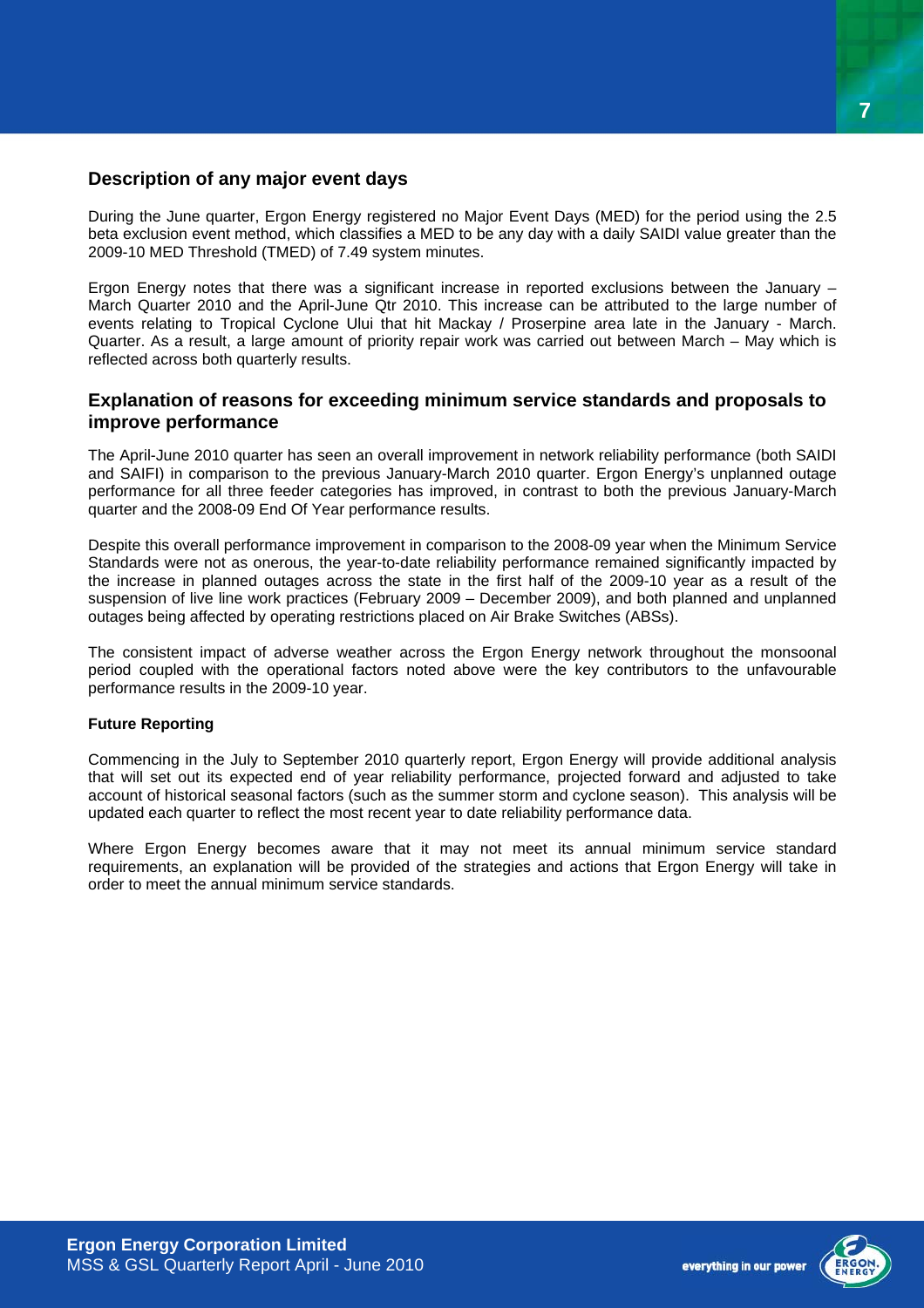## Description of any major event days

During the June quarter, Ergon Energy registered no Major Event Days (MED) for the period using the 2.5 beta exclusion event method, which classifies a MED to be any day with a daily SAIDI value greater than the 2009-10 MED Threshold (TMED) of 7.49 system minutes.

Ergon Energy notes that there was a significant increase in reported exclusions between the January – March Quarter 2010 and the April-June Qtr 2010. This increase can be attributed to the large number of events relating to Tropical Cyclone Ului that hit Mackay / Proserpine area late in the January - March. Quarter. As a result, a large amount of priority repair work was carried out between March – May which is reflected across both quarterly results.

## Explanation of reasons for exceeding minimum service standards and proposals to improve performance

The April-June 2010 quarter has seen an overall improvement in network reliability performance (both SAIDI and SAIFI) in comparison to the previous January-March 2010 quarter. Ergon Energy's unplanned outage performance for all three feeder categories has improved, in contrast to both the previous January-March quarter and the 2008-09 End Of Year performance results.

Despite this overall performance improvement in comparison to the 2008-09 year when the Minimum Service Standards were not as onerous, the year-to-date reliability performance remained significantly impacted by the increase in planned outages across the state in the first half of the 2009-10 year as a result of the suspension of live line work practices (February 2009 – December 2009), and both planned and unplanned outages being affected by operating restrictions placed on Air Brake Switches (ABSs).

The consistent impact of adverse weather across the Ergon Energy network throughout the monsoonal period coupled with the operational factors noted above were the key contributors to the unfavourable performance results in the 2009-10 year.

**Future Reporting**

Commencing in the July to September 2010 quarterly report, Ergon Energy will provide additional analysis that will set out its expected end of year reliability performance, projected forward and adjusted to take account of historical seasonal factors (such as the summer storm and cyclone season). This analysis will be updated each quarter to reflect the most recent year to date reliability performance data.

Where Ergon Energy becomes aware that it may not meet its annual minimum service standard requirements, an explanation will be provided of the strategies and actions that Ergon Energy will take in order to meet the annual minimum service standards.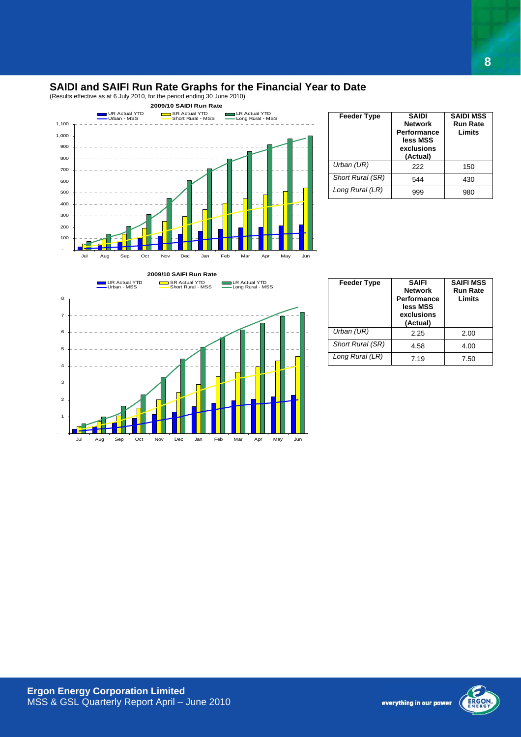## SAIDI and SAIFI Run Rate Graphs for the Financial Year to Date

(Results effective as at 6 July 2010, for the period ending 30 June 2010)

**2009/10 SAIDI Run Rate**

| Feeder Type | SAIDI Network Performance less MSS exclusions (Actual) | SAIDI MSS Run Rate Limits |
|---|---|---|
| *Urban (UR)* | 222 | 150 |
| *Short Rural (SR)* | 544 | 430 |
| *Long Rural (LR)* | 999 | 980 |

**2009/10 SAIFI Run Rate**

| Feeder Type | SAIFI Network Performance less MSS exclusions (Actual) | SAIFI MSS Run Rate Limits |
|---|---|---|
| *Urban (UR)* | 2.25 | 2.00 |
| *Short Rural (SR)* | 4.58 | 4.00 |
| *Long Rural (LR)* | 7.19 | 7.50 |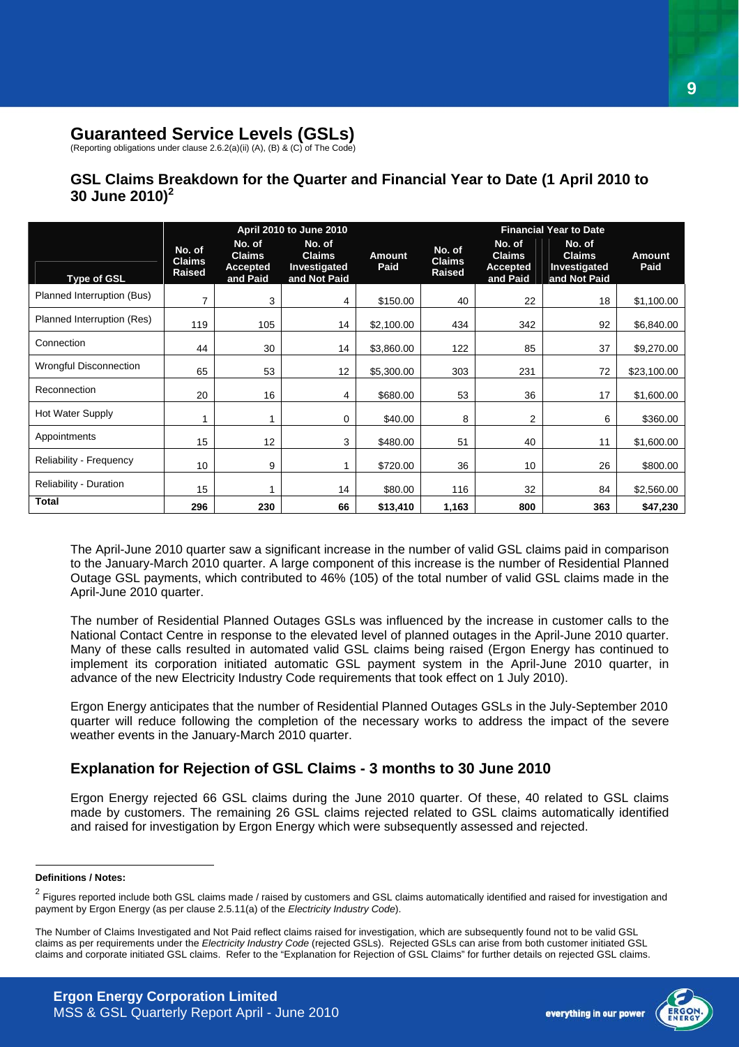# Guaranteed Service Levels (GSLs)

(Reporting obligations under clause 2.6.2(a)(ii) (A), (B) & (C) of The Code)

## GSL Claims Breakdown for the Quarter and Financial Year to Date (1 April 2010 to 30 June 2010)[2]

| | April 2010 to June 2010 | | | | Financial Year to Date | | | |
|---|---|---|---|---|---|---|---|---|
| Type of GSL | No. of Claims Raised | No. of Claims Accepted and Paid | No. of Claims Investigated and Not Paid | Amount Paid | No. of Claims Raised | No. of Claims Accepted and Paid | No. of Claims Investigated and Not Paid | Amount Paid |
| Planned Interruption (Bus) | 7 | 3 | 4 | $150.00 | 40 | 22 | 18 | $1,100.00 |
| Planned Interruption (Res) | 119 | 105 | 14 | $2,100.00 | 434 | 342 | 92 | $6,840.00 |
| Connection | 44 | 30 | 14 | $3,860.00 | 122 | 85 | 37 | $9,270.00 |
| Wrongful Disconnection | 65 | 53 | 12 | $5,300.00 | 303 | 231 | 72 | $23,100.00 |
| Reconnection | 20 | 16 | 4 | $680.00 | 53 | 36 | 17 | $1,600.00 |
| Hot Water Supply | 1 | 1 | 0 | $40.00 | 8 | 2 | 6 | $360.00 |
| Appointments | 15 | 12 | 3 | $480.00 | 51 | 40 | 11 | $1,600.00 |
| Reliability - Frequency | 10 | 9 | 1 | $720.00 | 36 | 10 | 26 | $800.00 |
| Reliability - Duration | 15 | 1 | 14 | $80.00 | 116 | 32 | 84 | $2,560.00 |
| **Total** | **296** | **230** | **66** | **$13,410** | **1,163** | **800** | **363** | **$47,230** |

The April-June 2010 quarter saw a significant increase in the number of valid GSL claims paid in comparison to the January-March 2010 quarter. A large component of this increase is the number of Residential Planned Outage GSL payments, which contributed to 46% (105) of the total number of valid GSL claims made in the April-June 2010 quarter.

The number of Residential Planned Outages GSLs was influenced by the increase in customer calls to the National Contact Centre in response to the elevated level of planned outages in the April-June 2010 quarter. Many of these calls resulted in automated valid GSL claims being raised (Ergon Energy has continued to implement its corporation initiated automatic GSL payment system in the April-June 2010 quarter, in advance of the new Electricity Industry Code requirements that took effect on 1 July 2010).

Ergon Energy anticipates that the number of Residential Planned Outages GSLs in the July-September 2010 quarter will reduce following the completion of the necessary works to address the impact of the severe weather events in the January-March 2010 quarter.

## Explanation for Rejection of GSL Claims - 3 months to 30 June 2010

Ergon Energy rejected 66 GSL claims during the June 2010 quarter. Of these, 40 related to GSL claims made by customers. The remaining 26 GSL claims rejected related to GSL claims automatically identified and raised for investigation by Ergon Energy which were subsequently assessed and rejected.

---

**Definitions / Notes:**

[2] Figures reported include both GSL claims made / raised by customers and GSL claims automatically identified and raised for investigation and payment by Ergon Energy (as per clause 2.5.11(a) of the *Electricity Industry Code*).

The Number of Claims Investigated and Not Paid reflect claims raised for investigation, which are subsequently found not to be valid GSL claims as per requirements under the *Electricity Industry Code* (rejected GSLs). Rejected GSLs can arise from both customer initiated GSL claims and corporate initiated GSL claims. Refer to the "Explanation for Rejection of GSL Claims" for further details on rejected GSL claims.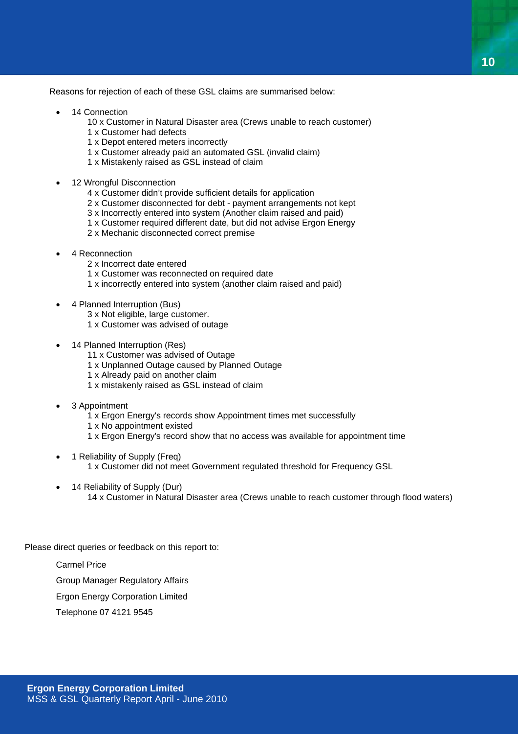Reasons for rejection of each of these GSL claims are summarised below:

- 14 Connection
  - 10 x Customer in Natural Disaster area (Crews unable to reach customer)
  - 1 x Customer had defects
  - 1 x Depot entered meters incorrectly
  - 1 x Customer already paid an automated GSL (invalid claim)
  - 1 x Mistakenly raised as GSL instead of claim

- 12 Wrongful Disconnection
  - 4 x Customer didn't provide sufficient details for application
  - 2 x Customer disconnected for debt - payment arrangements not kept
  - 3 x Incorrectly entered into system (Another claim raised and paid)
  - 1 x Customer required different date, but did not advise Ergon Energy
  - 2 x Mechanic disconnected correct premise

- 4 Reconnection
  - 2 x Incorrect date entered
  - 1 x Customer was reconnected on required date
  - 1 x incorrectly entered into system (another claim raised and paid)

- 4 Planned Interruption (Bus)
  - 3 x Not eligible, large customer.
  - 1 x Customer was advised of outage

- 14 Planned Interruption (Res)
  - 11 x Customer was advised of Outage
  - 1 x Unplanned Outage caused by Planned Outage
  - 1 x Already paid on another claim
  - 1 x mistakenly raised as GSL instead of claim

- 3 Appointment
  - 1 x Ergon Energy's records show Appointment times met successfully
  - 1 x No appointment existed
  - 1 x Ergon Energy's record show that no access was available for appointment time

- 1 Reliability of Supply (Freq)
  - 1 x Customer did not meet Government regulated threshold for Frequency GSL

- 14 Reliability of Supply (Dur)
  - 14 x Customer in Natural Disaster area (Crews unable to reach customer through flood waters)

Please direct queries or feedback on this report to:

Carmel Price

Group Manager Regulatory Affairs

Ergon Energy Corporation Limited

Telephone 07 4121 9545